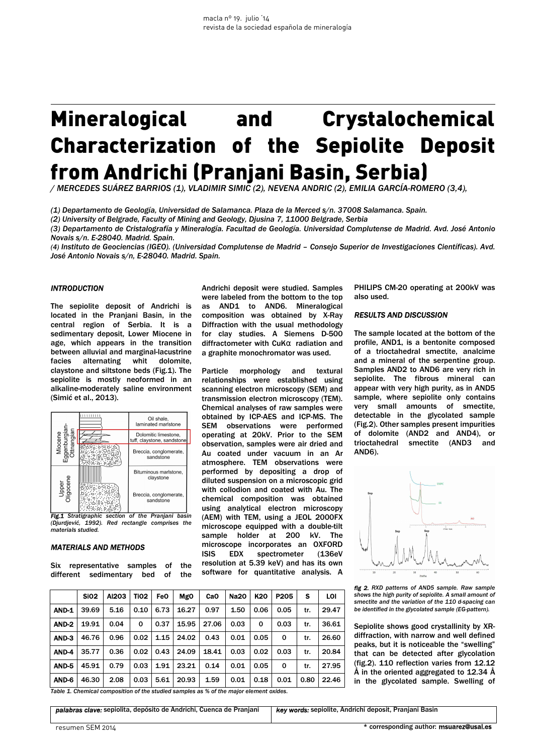# Mineralogical and Crystalochemical Characterization of the Sepiolite Deposit from Andrichi (Pranjani Basin, Serbia)

*/ MERCEDES SUÁREZ BARRIOS (1), VLADIMIR SIMIC (2), NEVENA ANDRIC (2), EMILIA GARCÍA-ROMERO (3,4),*

*(1) Departamento de Geología, Universidad de Salamanca. Plaza de la Merced s/n. 37008 Salamanca. Spain.*
*(2) University of Belgrade, Faculty of Mining and Geology, Djusina 7, 11000 Belgrade, Serbia*
*(3) Departamento de Cristalografía y Mineralogía. Facultad de Geología. Universidad Complutense de Madrid. Avd. José Antonio Novais s/n. E-28040. Madrid. Spain.*
*(4) Instituto de Geociencias (IGEO). (Universidad Complutense de Madrid – Consejo Superior de Investigaciones Científicas). Avd. José Antonio Novais s/n, E-28040. Madrid. Spain.*

### INTRODUCTION

The sepiolite deposit of Andrichi is located in the Pranjani Basin, in the central region of Serbia. It is a sedimentary deposit, Lower Miocene in age, which appears in the transition between alluvial and marginal-lacustrine facies alternating whit dolomite, claystone and siltstone beds (Fig.1). The sepiolite is mostly neoformed in an alkaline-moderately saline environment (Simić et al., 2013).

*Fig.1 Stratigraphic section of the Pranjani basin (Djurdjević, 1992). Red rectangle comprises the materials studied.*

### MATERIALS AND METHODS

Six representative samples of the different sedimentary bed of the Andrichi deposit were studied. Samples were labeled from the bottom to the top as AND1 to AND6. Mineralogical composition was obtained by X-Ray Diffraction with the usual methodology for clay studies. A Siemens D-500 diffractometer with CuKα radiation and a graphite monochromator was used.

Particle morphology and textural relationships were established using scanning electron microscopy (SEM) and transmission electron microscopy (TEM). Chemical analyses of raw samples were obtained by ICP-AES and ICP-MS. The SEM observations were performed operating at 20kV. Prior to the SEM observation, samples were air dried and Au coated under vacuum in an Ar atmosphere. TEM observations were performed by depositing a drop of diluted suspension on a microscopic grid with collodion and coated with Au. The chemical composition was obtained using analytical electron microscopy (AEM) with TEM, using a JEOL 2000FX microscope equipped with a double-tilt sample holder at 200 kV. The microscope incorporates an OXFORD ISIS EDX spectrometer (136eV resolution at 5.39 keV) and has its own software for quantitative analysis. A PHILIPS CM-20 operating at 200kV was also used.

### RESULTS AND DISCUSSION

The sample located at the bottom of the profile, AND1, is a bentonite composed of a trioctahedral smectite, analcime and a mineral of the serpentine group. Samples AND2 to AND6 are very rich in sepiolite. The fibrous mineral can appear with very high purity, as in AND5 sample, where sepiolite only contains very small amounts of smectite, detectable in the glycolated sample (Fig.2). Other samples present impurities of dolomite (AND2 and AND4), or trioctahedral smectite (AND3 and AND6).

*fig 2. RXD patterns of AND5 sample. Raw sample shows the high purity of sepiolite. A small amount of smectite and the variation of the 110 d-spacing can be identified in the glycolated sample (EG-pattern).*

Sepiolite shows good crystallinity by XR-diffraction, with narrow and well defined peaks, but it is noticeable the "swelling" that can be detected after glycolation (fig.2). 110 reflection varies from 12.12 Å in the oriented aggregated to 12.34 Å in the glycolated sample. Swelling of

| | SiO2 | Al2O3 | TiO2 | FeO | MgO | CaO | Na2O | K2O | P2O5 | S | LOI |
|---|---|---|---|---|---|---|---|---|---|---|---|
| AND-1 | 39.69 | 5.16 | 0.10 | 6.73 | 16.27 | 0.97 | 1.50 | 0.06 | 0.05 | tr. | 29.47 |
| AND-2 | 19.91 | 0.04 | 0 | 0.37 | 15.95 | 27.06 | 0.03 | 0 | 0.03 | tr. | 36.61 |
| AND-3 | 46.76 | 0.96 | 0.02 | 1.15 | 24.02 | 0.43 | 0.01 | 0.05 | 0 | tr. | 26.60 |
| AND-4 | 35.77 | 0.36 | 0.02 | 0.43 | 24.09 | 18.41 | 0.03 | 0.02 | 0.03 | tr. | 20.84 |
| AND-5 | 45.91 | 0.79 | 0.03 | 1.91 | 23.21 | 0.14 | 0.01 | 0.05 | 0 | tr. | 27.95 |
| AND-6 | 46.30 | 2.08 | 0.03 | 5.61 | 20.93 | 1.59 | 0.01 | 0.18 | 0.01 | 0.80 | 22.46 |

*Table 1. Chemical composition of the studied samples as % of the major element oxides.*

| *palabras clave:* sepiolita, depósito de Andrichi, Cuenca de Pranjani | *key words:* sepiolite, Andrichi deposit, Pranjani Basin |
|---|---|

\* corresponding author: msuarez@usal.es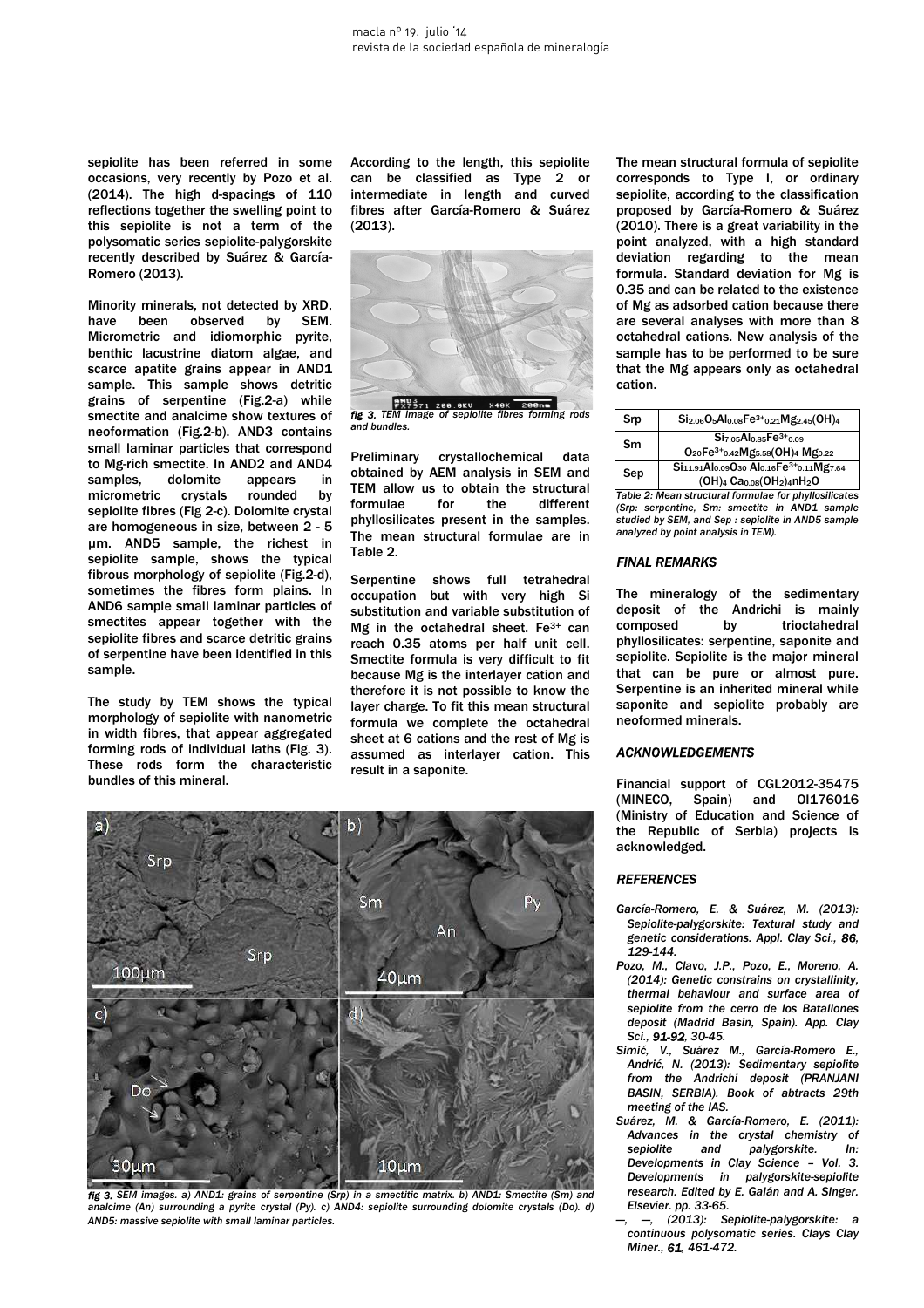sepiolite has been referred in some occasions, very recently by Pozo et al. (2014). The high d-spacings of 110 reflections together the swelling point to this sepiolite is not a term of the polysomatic series sepiolite-palygorskite recently described by Suárez & García-Romero (2013).

Minority minerals, not detected by XRD, have been observed by SEM. Micrometric and idiomorphic pyrite, benthic lacustrine diatom algae, and scarce apatite grains appear in AND1 sample. This sample shows detritic grains of serpentine (Fig.2-a) while smectite and analcime show textures of neoformation (Fig.2-b). AND3 contains small laminar particles that correspond to Mg-rich smectite. In AND2 and AND4 samples, dolomite appears in micrometric crystals rounded by sepiolite fibres (Fig 2-c). Dolomite crystal are homogeneous in size, between 2 - 5 µm. AND5 sample, the richest in sepiolite sample, shows the typical fibrous morphology of sepiolite (Fig.2-d), sometimes the fibres form plains. In AND6 sample small laminar particles of smectites appear together with the sepiolite fibres and scarce detritic grains of serpentine have been identified in this sample.

The study by TEM shows the typical morphology of sepiolite with nanometric in width fibres, that appear aggregated forming rods of individual laths (Fig. 3). These rods form the characteristic bundles of this mineral.

According to the length, this sepiolite can be classified as Type 2 or intermediate in length and curved fibres after García-Romero & Suárez (2013).

*fig 3. TEM image of sepiolite fibres forming rods and bundles.*

Preliminary crystallochemical data obtained by AEM analysis in SEM and TEM allow us to obtain the structural formulae for the different phyllosilicates present in the samples. The mean structural formulae are in Table 2.

Serpentine shows full tetrahedral occupation but with very high Si substitution and variable substitution of Mg in the octahedral sheet. $Fe^{3+}$ can reach 0.35 atoms per half unit cell. Smectite formula is very difficult to fit because Mg is the interlayer cation and therefore it is not possible to know the layer charge. To fit this mean structural formula we complete the octahedral sheet at 6 cations and the rest of Mg is assumed as interlayer cation. This result in a saponite.

*fig 3. SEM images. a) AND1: grains of serpentine (Srp) in a smectitic matrix. b) AND1: Smectite (Sm) and analcime (An) surrounding a pyrite crystal (Py). c) AND4: sepiolite surrounding dolomite crystals (Do). d) AND5: massive sepiolite with small laminar particles.*

The mean structural formula of sepiolite corresponds to Type I, or ordinary sepiolite, according to the classification proposed by García-Romero & Suárez (2010). There is a great variability in the point analyzed, with a high standard deviation regarding to the mean formula. Standard deviation for Mg is 0.35 and can be related to the existence of Mg as adsorbed cation because there are several analyses with more than 8 octahedral cations. New analysis of the sample has to be performed to be sure that the Mg appears only as octahedral cation.

| | |
|---|---|
| Srp | $Si_{2.06}O_5Al_{0.08}Fe^{3+}_{0.21}Mg_{2.45}(OH)_4$ |
| Sm | $Si_{7.05}Al_{0.85}Fe^{3+}_{0.09}$ $O_{20}Fe^{3+}_{0.42}Mg_{5.58}(OH)_4\ Mg_{0.22}$ |
| Sep | $Si_{11.91}Al_{0.09}O_{30}\ Al_{0.16}Fe^{3+}_{0.11}Mg_{7.64}$ $(OH)_4\ Ca_{0.08}(OH_2)_4nH_2O$ |

*Table 2: Mean structural formulae for phyllosilicates (Srp: serpentine, Sm: smectite in AND1 sample studied by SEM, and Sep : sepiolite in AND5 sample analyzed by point analysis in TEM).*

## *FINAL REMARKS*

The mineralogy of the sedimentary deposit of the Andrichi is mainly composed by trioctahedral phyllosilicates: serpentine, saponite and sepiolite. Sepiolite is the major mineral that can be pure or almost pure. Serpentine is an inherited mineral while saponite and sepiolite probably are neoformed minerals.

## *ACKNOWLEDGEMENTS*

Financial support of CGL2012-35475 (MINECO, Spain) and OI176016 (Ministry of Education and Science of the Republic of Serbia) projects is acknowledged.

## *REFERENCES*

*García-Romero, E. & Suárez, M. (2013): Sepiolite-palygorskite: Textural study and genetic considerations. Appl. Clay Sci., **86**, 129-144.*

*Pozo, M., Clavo, J.P., Pozo, E., Moreno, A. (2014): Genetic constrains on crystallinity, thermal behaviour and surface area of sepiolite from the cerro de los Batallones deposit (Madrid Basin, Spain). App. Clay Sci., **91-92**, 30-45.*

*Simić, V., Suárez M., García-Romero E., Andrić, N. (2013): Sedimentary sepiolite from the Andrichi deposit (PRANJANI BASIN, SERBIA). Book of abtracts 29th meeting of the IAS.*

*Suárez, M. & García-Romero, E. (2011): Advances in the crystal chemistry of sepiolite and palygorskite. In: Developments in Clay Science – Vol. 3. Developments in palygorskite-sepiolite research. Edited by E. Galán and A. Singer. Elsevier. pp. 33-65.*

*—, —, (2013): Sepiolite-palygorskite: a continuous polysomatic series. Clays Clay Miner., **61**, 461-472.*